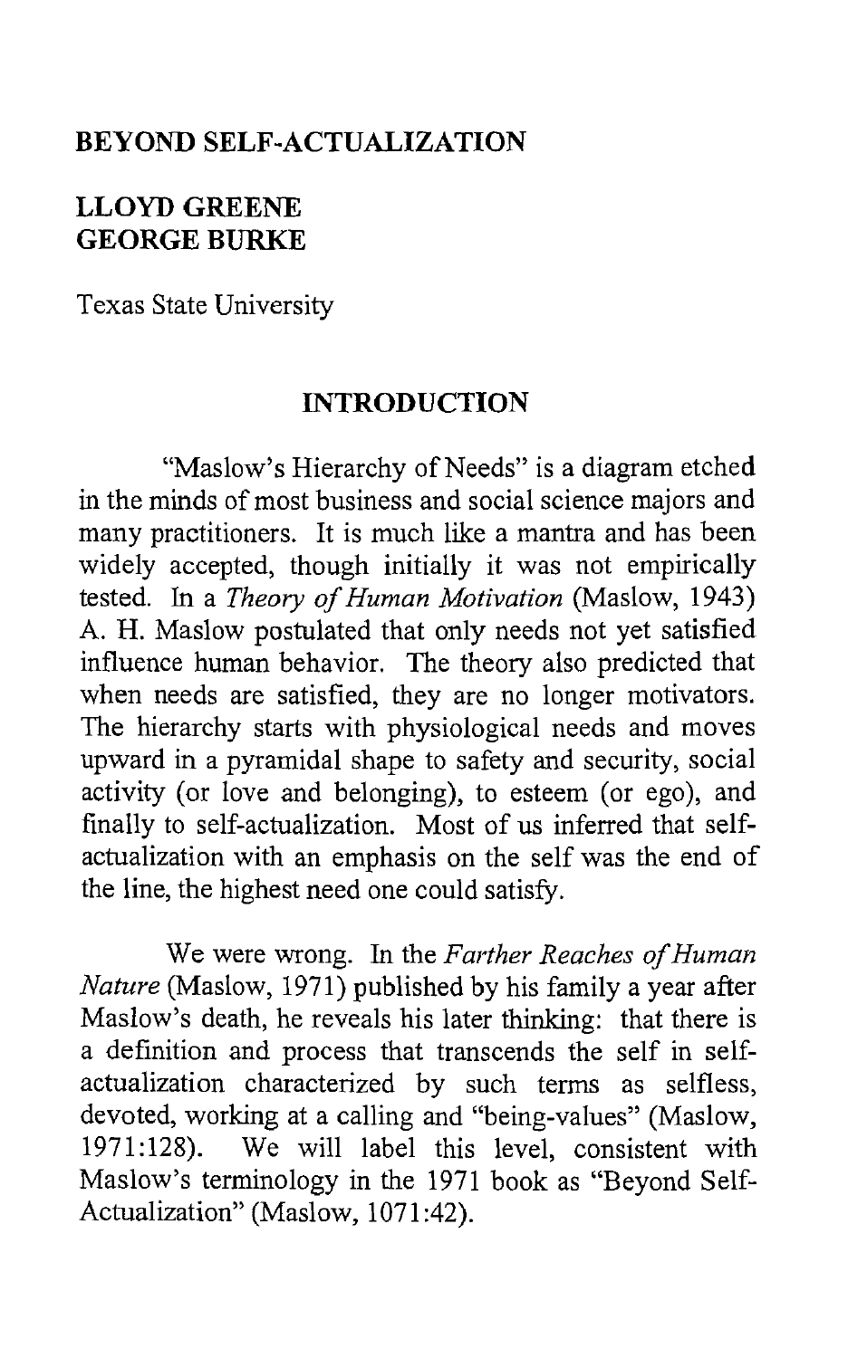# BEYOND SELF-ACTUALIZATION

**LLOYD GREENE**
**GEORGE BURKE**

Texas State University

## INTRODUCTION

"Maslow's Hierarchy of Needs" is a diagram etched in the minds of most business and social science majors and many practitioners. It is much like a mantra and has been widely accepted, though initially it was not empirically tested. In a *Theory of Human Motivation* (Maslow, 1943) A. H. Maslow postulated that only needs not yet satisfied influence human behavior. The theory also predicted that when needs are satisfied, they are no longer motivators. The hierarchy starts with physiological needs and moves upward in a pyramidal shape to safety and security, social activity (or love and belonging), to esteem (or ego), and finally to self-actualization. Most of us inferred that self-actualization with an emphasis on the self was the end of the line, the highest need one could satisfy.

We were wrong. In the *Farther Reaches of Human Nature* (Maslow, 1971) published by his family a year after Maslow's death, he reveals his later thinking: that there is a definition and process that transcends the self in self-actualization characterized by such terms as selfless, devoted, working at a calling and "being-values" (Maslow, 1971:128). We will label this level, consistent with Maslow's terminology in the 1971 book as "Beyond Self-Actualization" (Maslow, 1071:42).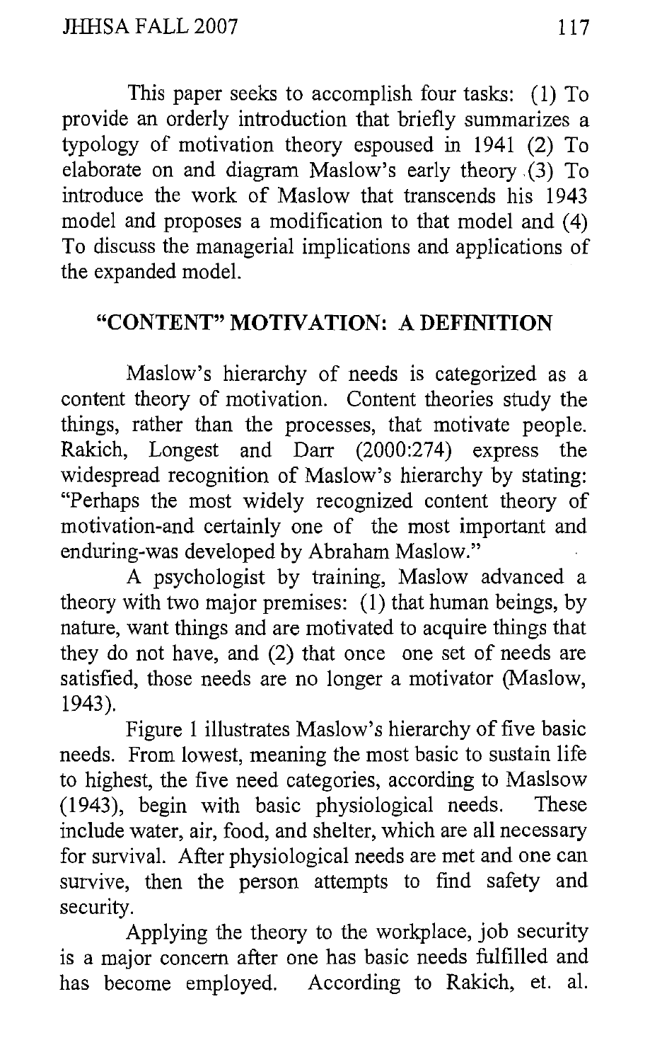This paper seeks to accomplish four tasks: (1) To provide an orderly introduction that briefly summarizes a typology of motivation theory espoused in 1941 (2) To elaborate on and diagram Maslow's early theory (3) To introduce the work of Maslow that transcends his 1943 model and proposes a modification to that model and (4) To discuss the managerial implications and applications of the expanded model.

## "CONTENT" MOTIVATION: A DEFINITION

Maslow's hierarchy of needs is categorized as a content theory of motivation. Content theories study the things, rather than the processes, that motivate people. Rakich, Longest and Darr (2000:274) express the widespread recognition of Maslow's hierarchy by stating: "Perhaps the most widely recognized content theory of motivation-and certainly one of the most important and enduring-was developed by Abraham Maslow."

A psychologist by training, Maslow advanced a theory with two major premises: (1) that human beings, by nature, want things and are motivated to acquire things that they do not have, and (2) that once one set of needs are satisfied, those needs are no longer a motivator (Maslow, 1943).

Figure 1 illustrates Maslow's hierarchy of five basic needs. From lowest, meaning the most basic to sustain life to highest, the five need categories, according to Maslsow (1943), begin with basic physiological needs. These include water, air, food, and shelter, which are all necessary for survival. After physiological needs are met and one can survive, then the person attempts to find safety and security.

Applying the theory to the workplace, job security is a major concern after one has basic needs fulfilled and has become employed. According to Rakich, et. al.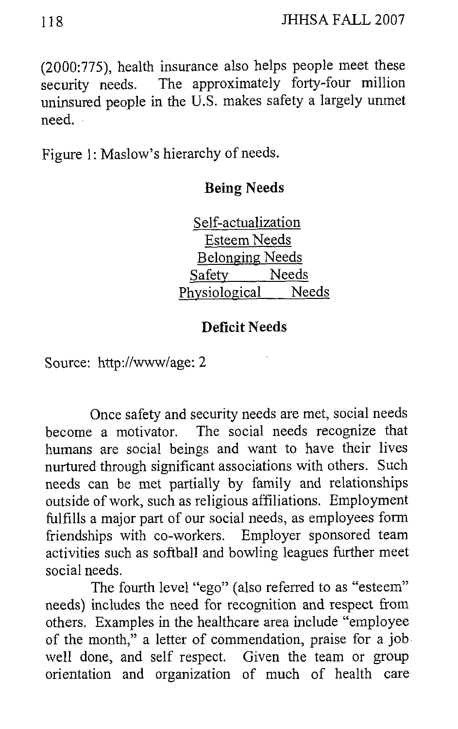(2000:775), health insurance also helps people meet these security needs. The approximately forty-four million uninsured people in the U.S. makes safety a largely unmet need.

Figure 1: Maslow's hierarchy of needs.

**Being Needs**

Self-actualization
Esteem Needs
Belonging Needs
Safety Needs
Physiological Needs

**Deficit Needs**

Source: http://www/age: 2

Once safety and security needs are met, social needs become a motivator. The social needs recognize that humans are social beings and want to have their lives nurtured through significant associations with others. Such needs can be met partially by family and relationships outside of work, such as religious affiliations. Employment fulfills a major part of our social needs, as employees form friendships with co-workers. Employer sponsored team activities such as softball and bowling leagues further meet social needs.

The fourth level "ego" (also referred to as "esteem" needs) includes the need for recognition and respect from others. Examples in the healthcare area include "employee of the month," a letter of commendation, praise for a job well done, and self respect. Given the team or group orientation and organization of much of health care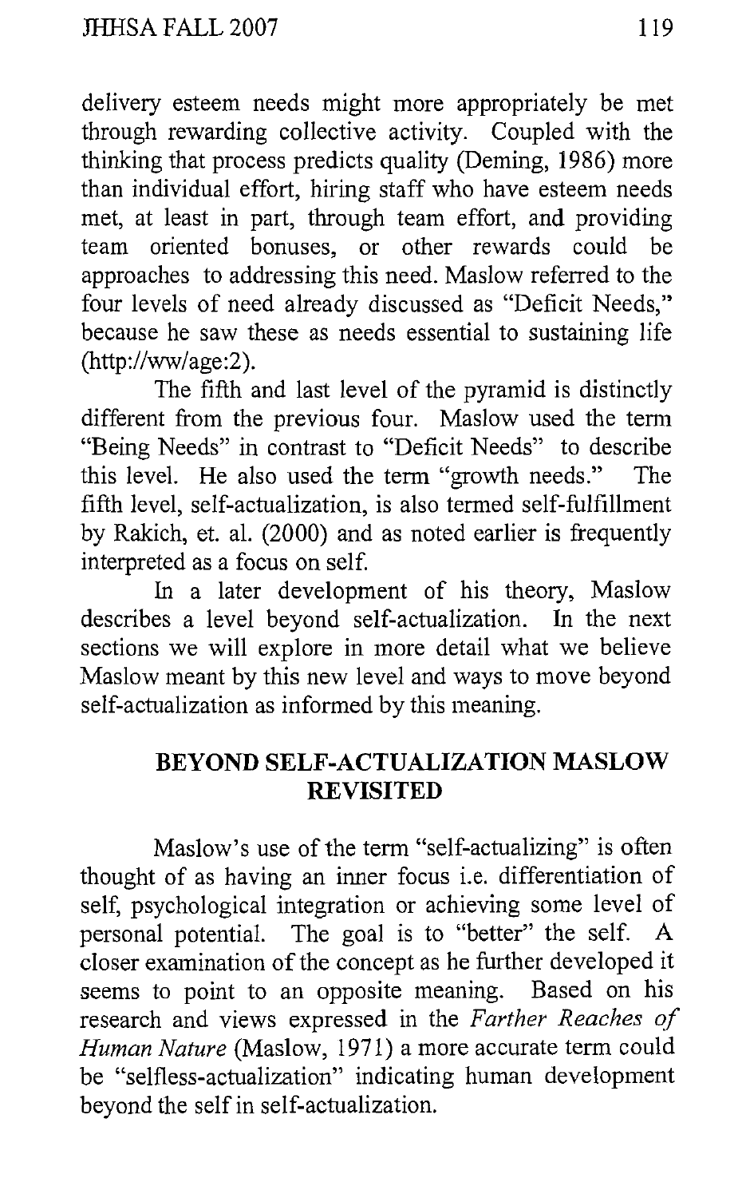delivery esteem needs might more appropriately be met through rewarding collective activity. Coupled with the thinking that process predicts quality (Deming, 1986) more than individual effort, hiring staff who have esteem needs met, at least in part, through team effort, and providing team oriented bonuses, or other rewards could be approaches to addressing this need. Maslow referred to the four levels of need already discussed as "Deficit Needs," because he saw these as needs essential to sustaining life (http://ww/age:2).

The fifth and last level of the pyramid is distinctly different from the previous four. Maslow used the term "Being Needs" in contrast to "Deficit Needs" to describe this level. He also used the term "growth needs." The fifth level, self-actualization, is also termed self-fulfillment by Rakich, et. al. (2000) and as noted earlier is frequently interpreted as a focus on self.

In a later development of his theory, Maslow describes a level beyond self-actualization. In the next sections we will explore in more detail what we believe Maslow meant by this new level and ways to move beyond self-actualization as informed by this meaning.

## BEYOND SELF-ACTUALIZATION MASLOW REVISITED

Maslow's use of the term "self-actualizing" is often thought of as having an inner focus i.e. differentiation of self, psychological integration or achieving some level of personal potential. The goal is to "better" the self. A closer examination of the concept as he further developed it seems to point to an opposite meaning. Based on his research and views expressed in the *Farther Reaches of Human Nature* (Maslow, 1971) a more accurate term could be "selfless-actualization" indicating human development beyond the self in self-actualization.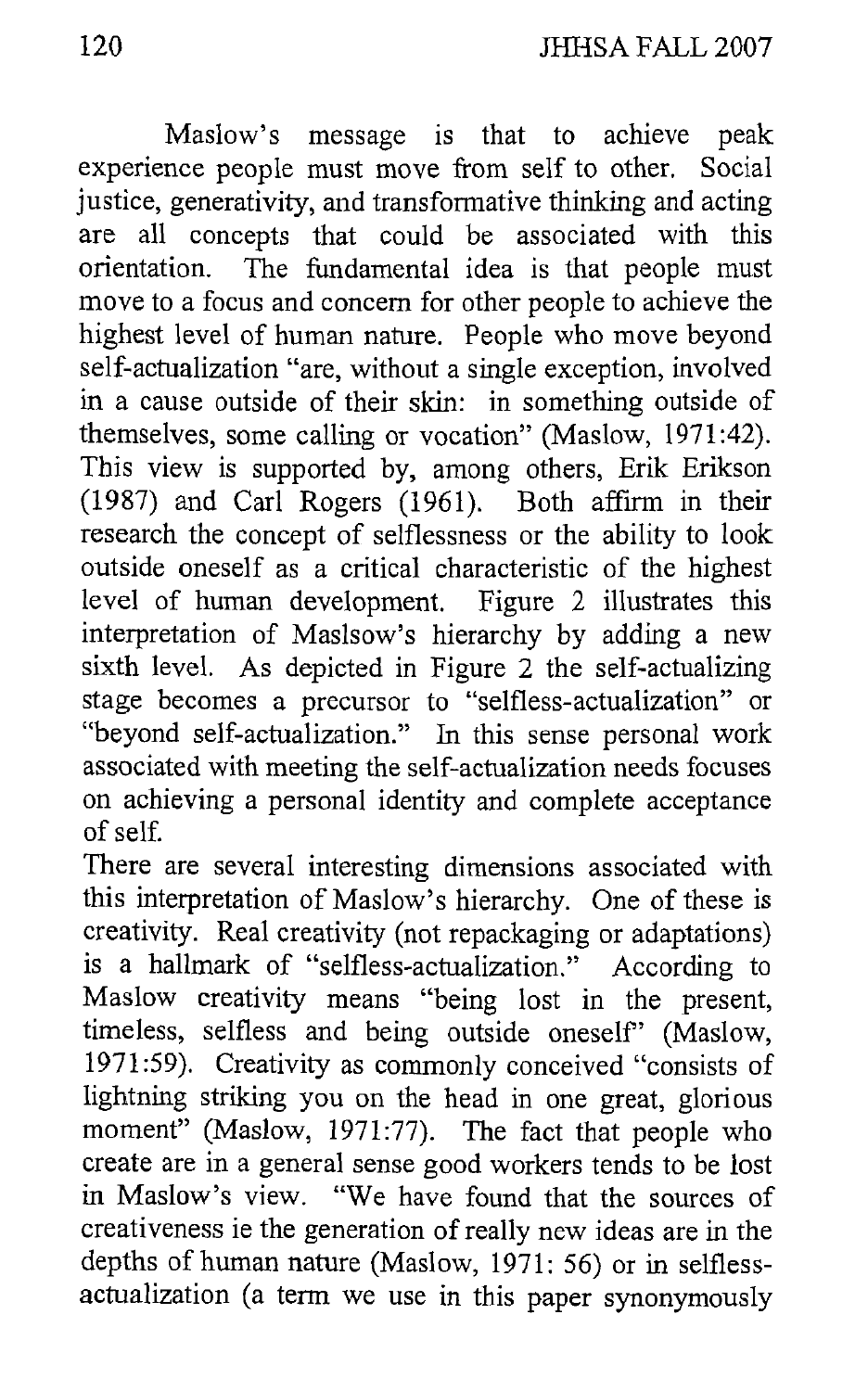Maslow's message is that to achieve peak experience people must move from self to other. Social justice, generativity, and transformative thinking and acting are all concepts that could be associated with this orientation. The fundamental idea is that people must move to a focus and concern for other people to achieve the highest level of human nature. People who move beyond self-actualization "are, without a single exception, involved in a cause outside of their skin: in something outside of themselves, some calling or vocation" (Maslow, 1971:42). This view is supported by, among others, Erik Erikson (1987) and Carl Rogers (1961). Both affirm in their research the concept of selflessness or the ability to look outside oneself as a critical characteristic of the highest level of human development. Figure 2 illustrates this interpretation of Maslsow's hierarchy by adding a new sixth level. As depicted in Figure 2 the self-actualizing stage becomes a precursor to "selfless-actualization" or "beyond self-actualization." In this sense personal work associated with meeting the self-actualization needs focuses on achieving a personal identity and complete acceptance of self.

There are several interesting dimensions associated with this interpretation of Maslow's hierarchy. One of these is creativity. Real creativity (not repackaging or adaptations) is a hallmark of "selfless-actualization." According to Maslow creativity means "being lost in the present, timeless, selfless and being outside oneself" (Maslow, 1971:59). Creativity as commonly conceived "consists of lightning striking you on the head in one great, glorious moment" (Maslow, 1971:77). The fact that people who create are in a general sense good workers tends to be lost in Maslow's view. "We have found that the sources of creativeness ie the generation of really new ideas are in the depths of human nature (Maslow, 1971: 56) or in selfless-actualization (a term we use in this paper synonymously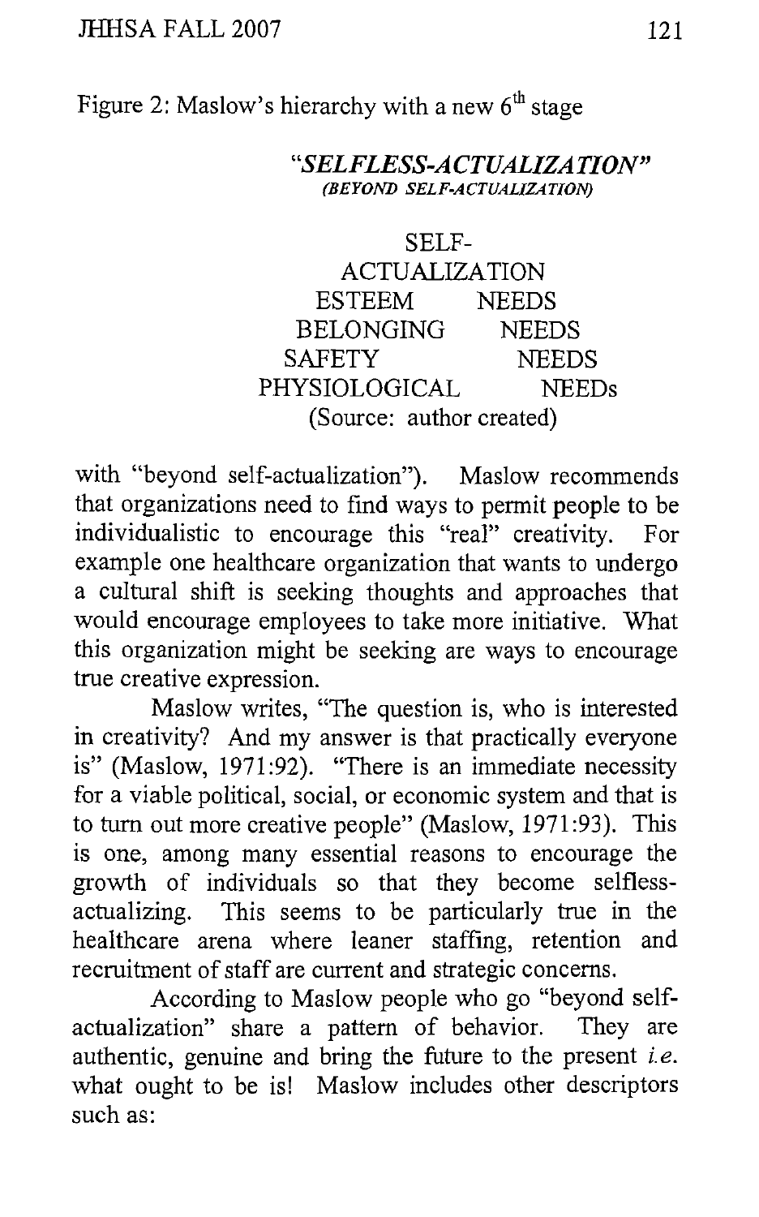Figure 2: Maslow's hierarchy with a new 6th stage

***"SELFLESS-ACTUALIZATION"***
***(BEYOND SELF-ACTUALIZATION)***

SELF-
ACTUALIZATION
ESTEEM NEEDS
BELONGING NEEDS
SAFETY NEEDS
PHYSIOLOGICAL NEEDs
(Source: author created)

with "beyond self-actualization"). Maslow recommends that organizations need to find ways to permit people to be individualistic to encourage this "real" creativity. For example one healthcare organization that wants to undergo a cultural shift is seeking thoughts and approaches that would encourage employees to take more initiative. What this organization might be seeking are ways to encourage true creative expression.

Maslow writes, "The question is, who is interested in creativity? And my answer is that practically everyone is" (Maslow, 1971:92). "There is an immediate necessity for a viable political, social, or economic system and that is to turn out more creative people" (Maslow, 1971:93). This is one, among many essential reasons to encourage the growth of individuals so that they become selfless-actualizing. This seems to be particularly true in the healthcare arena where leaner staffing, retention and recruitment of staff are current and strategic concerns.

According to Maslow people who go "beyond self-actualization" share a pattern of behavior. They are authentic, genuine and bring the future to the present *i.e.* what ought to be is! Maslow includes other descriptors such as: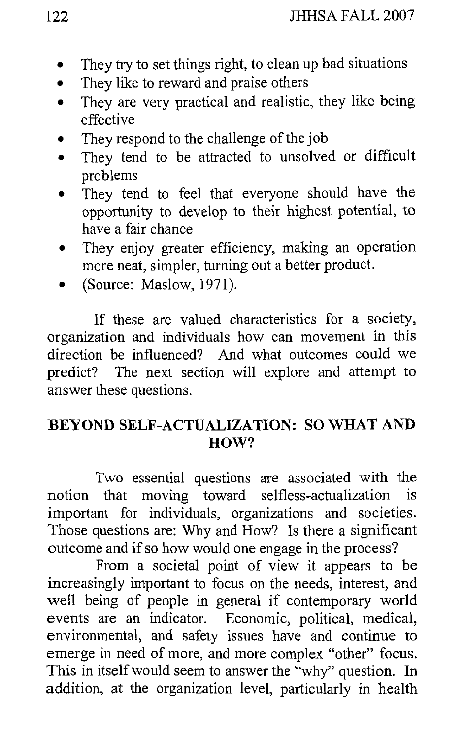- They try to set things right, to clean up bad situations
- They like to reward and praise others
- They are very practical and realistic, they like being effective
- They respond to the challenge of the job
- They tend to be attracted to unsolved or difficult problems
- They tend to feel that everyone should have the opportunity to develop to their highest potential, to have a fair chance
- They enjoy greater efficiency, making an operation more neat, simpler, turning out a better product.
- (Source: Maslow, 1971).

If these are valued characteristics for a society, organization and individuals how can movement in this direction be influenced? And what outcomes could we predict? The next section will explore and attempt to answer these questions.

## BEYOND SELF-ACTUALIZATION: SO WHAT AND HOW?

Two essential questions are associated with the notion that moving toward selfless-actualization is important for individuals, organizations and societies. Those questions are: Why and How? Is there a significant outcome and if so how would one engage in the process?

From a societal point of view it appears to be increasingly important to focus on the needs, interest, and well being of people in general if contemporary world events are an indicator. Economic, political, medical, environmental, and safety issues have and continue to emerge in need of more, and more complex "other" focus. This in itself would seem to answer the "why" question. In addition, at the organization level, particularly in health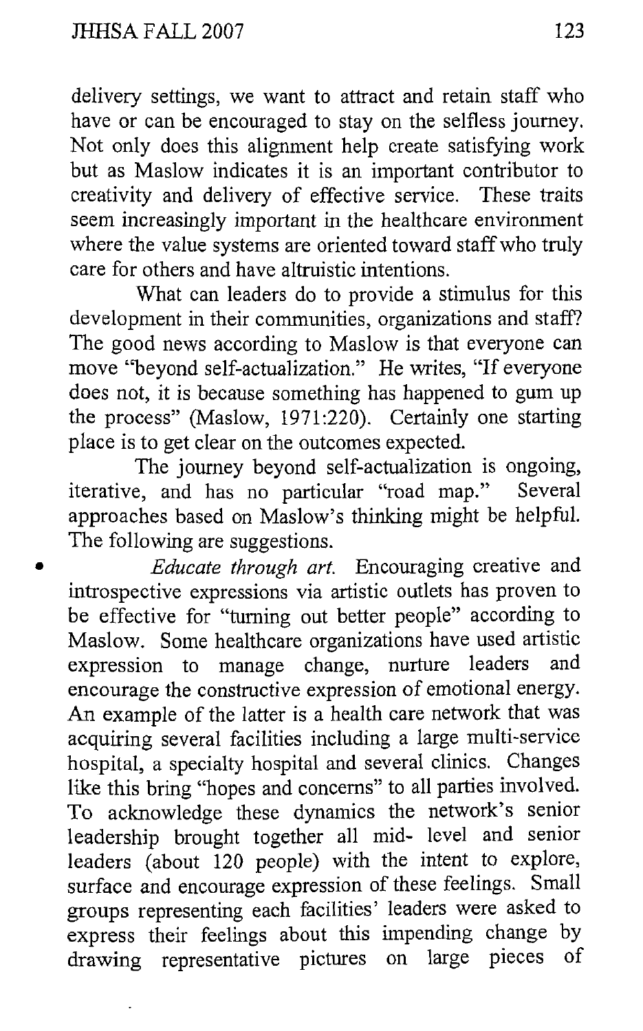delivery settings, we want to attract and retain staff who have or can be encouraged to stay on the selfless journey. Not only does this alignment help create satisfying work but as Maslow indicates it is an important contributor to creativity and delivery of effective service. These traits seem increasingly important in the healthcare environment where the value systems are oriented toward staff who truly care for others and have altruistic intentions.

What can leaders do to provide a stimulus for this development in their communities, organizations and staff? The good news according to Maslow is that everyone can move "beyond self-actualization." He writes, "If everyone does not, it is because something has happened to gum up the process" (Maslow, 1971:220). Certainly one starting place is to get clear on the outcomes expected.

The journey beyond self-actualization is ongoing, iterative, and has no particular "road map." Several approaches based on Maslow's thinking might be helpful. The following are suggestions.

- *Educate through art.* Encouraging creative and introspective expressions via artistic outlets has proven to be effective for "turning out better people" according to Maslow. Some healthcare organizations have used artistic expression to manage change, nurture leaders and encourage the constructive expression of emotional energy. An example of the latter is a health care network that was acquiring several facilities including a large multi-service hospital, a specialty hospital and several clinics. Changes like this bring "hopes and concerns" to all parties involved. To acknowledge these dynamics the network's senior leadership brought together all mid- level and senior leaders (about 120 people) with the intent to explore, surface and encourage expression of these feelings. Small groups representing each facilities' leaders were asked to express their feelings about this impending change by drawing representative pictures on large pieces of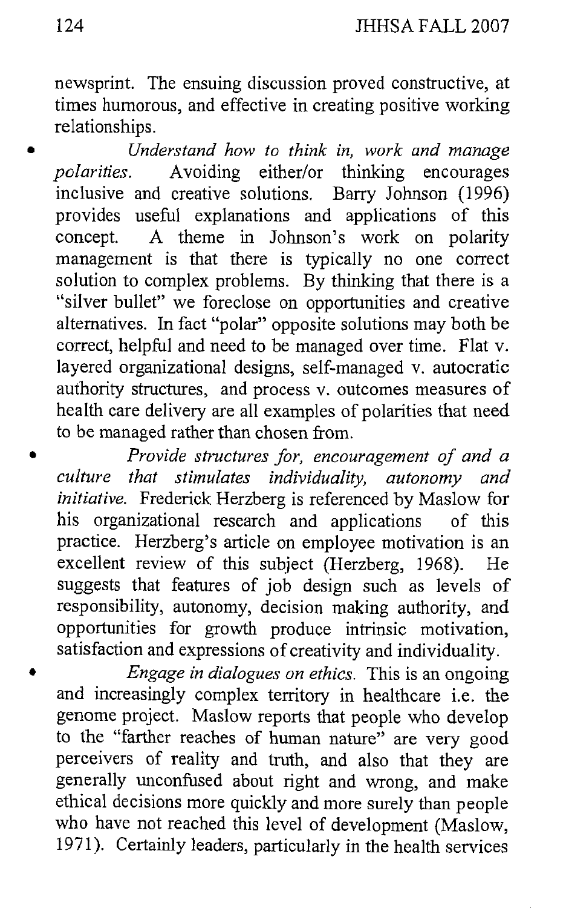newsprint. The ensuing discussion proved constructive, at times humorous, and effective in creating positive working relationships.

- *Understand how to think in, work and manage polarities.* Avoiding either/or thinking encourages inclusive and creative solutions. Barry Johnson (1996) provides useful explanations and applications of this concept. A theme in Johnson's work on polarity management is that there is typically no one correct solution to complex problems. By thinking that there is a "silver bullet" we foreclose on opportunities and creative alternatives. In fact "polar" opposite solutions may both be correct, helpful and need to be managed over time. Flat v. layered organizational designs, self-managed v. autocratic authority structures, and process v. outcomes measures of health care delivery are all examples of polarities that need to be managed rather than chosen from.
- *Provide structures for, encouragement of and a culture that stimulates individuality, autonomy and initiative.* Frederick Herzberg is referenced by Maslow for his organizational research and applications of this practice. Herzberg's article on employee motivation is an excellent review of this subject (Herzberg, 1968). He suggests that features of job design such as levels of responsibility, autonomy, decision making authority, and opportunities for growth produce intrinsic motivation, satisfaction and expressions of creativity and individuality.
- *Engage in dialogues on ethics.* This is an ongoing and increasingly complex territory in healthcare i.e. the genome project. Maslow reports that people who develop to the "farther reaches of human nature" are very good perceivers of reality and truth, and also that they are generally unconfused about right and wrong, and make ethical decisions more quickly and more surely than people who have not reached this level of development (Maslow, 1971). Certainly leaders, particularly in the health services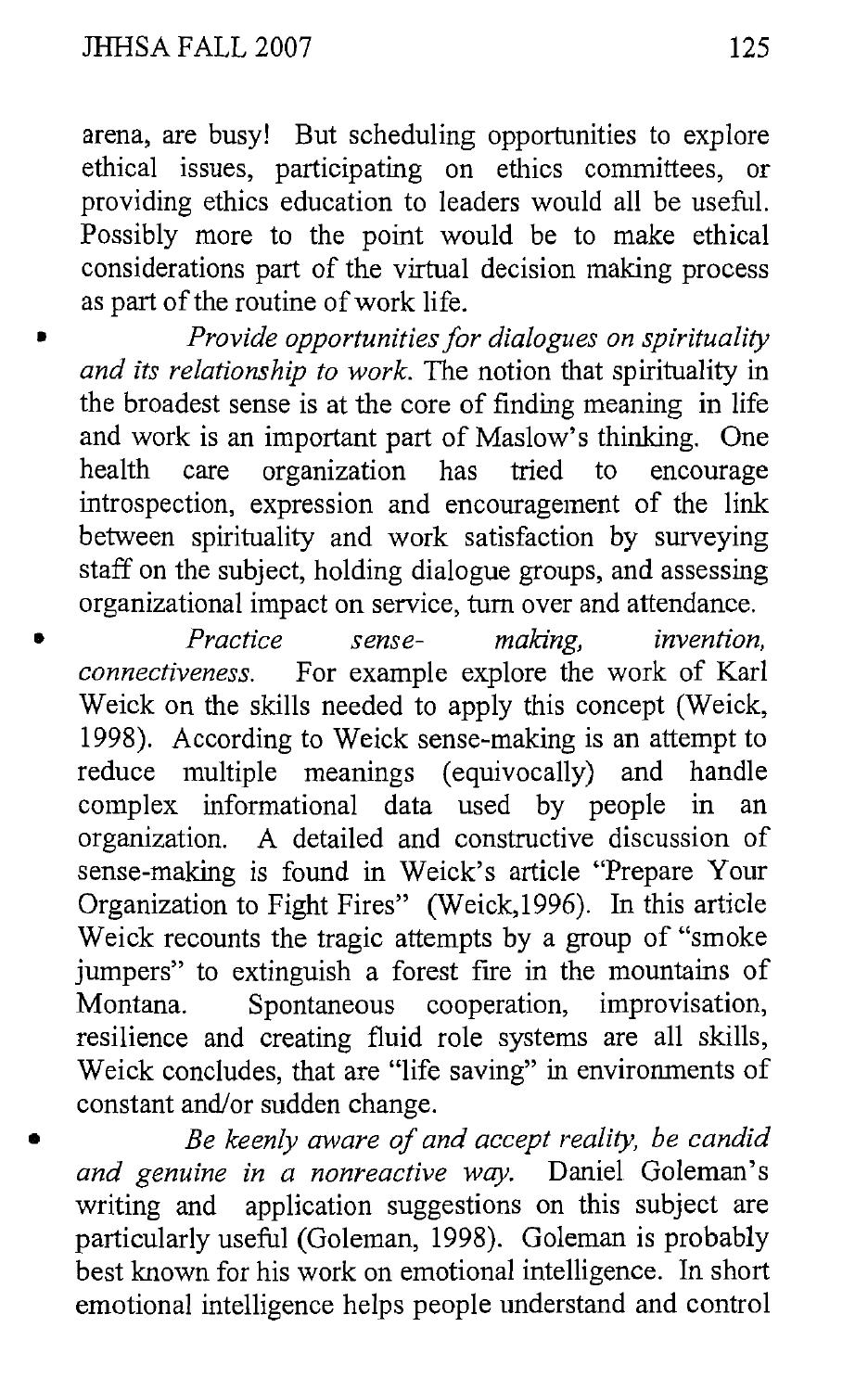arena, are busy! But scheduling opportunities to explore ethical issues, participating on ethics committees, or providing ethics education to leaders would all be useful. Possibly more to the point would be to make ethical considerations part of the virtual decision making process as part of the routine of work life.

- *Provide opportunities for dialogues on spirituality and its relationship to work.* The notion that spirituality in the broadest sense is at the core of finding meaning in life and work is an important part of Maslow's thinking. One health care organization has tried to encourage introspection, expression and encouragement of the link between spirituality and work satisfaction by surveying staff on the subject, holding dialogue groups, and assessing organizational impact on service, turn over and attendance.
- *Practice sense- making, invention, connectiveness.* For example explore the work of Karl Weick on the skills needed to apply this concept (Weick, 1998). According to Weick sense-making is an attempt to reduce multiple meanings (equivocally) and handle complex informational data used by people in an organization. A detailed and constructive discussion of sense-making is found in Weick's article "Prepare Your Organization to Fight Fires" (Weick,1996). In this article Weick recounts the tragic attempts by a group of "smoke jumpers" to extinguish a forest fire in the mountains of Montana. Spontaneous cooperation, improvisation, resilience and creating fluid role systems are all skills, Weick concludes, that are "life saving" in environments of constant and/or sudden change.
- *Be keenly aware of and accept reality, be candid and genuine in a nonreactive way.* Daniel Goleman's writing and application suggestions on this subject are particularly useful (Goleman, 1998). Goleman is probably best known for his work on emotional intelligence. In short emotional intelligence helps people understand and control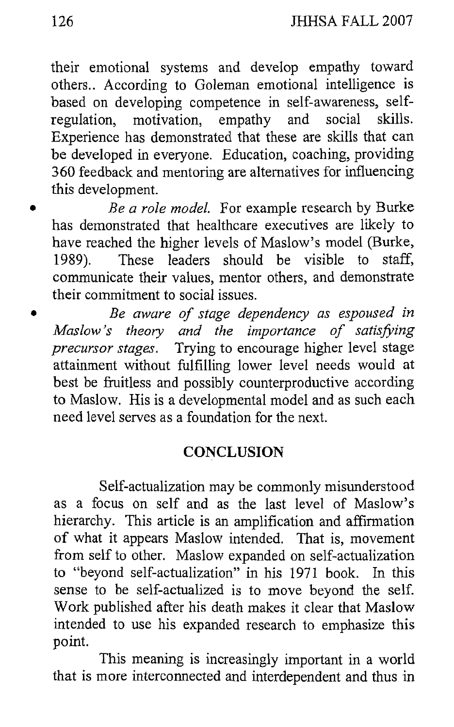their emotional systems and develop empathy toward others.. According to Goleman emotional intelligence is based on developing competence in self-awareness, self-regulation, motivation, empathy and social skills. Experience has demonstrated that these are skills that can be developed in everyone. Education, coaching, providing 360 feedback and mentoring are alternatives for influencing this development.

- *Be a role model.* For example research by Burke has demonstrated that healthcare executives are likely to have reached the higher levels of Maslow's model (Burke, 1989). These leaders should be visible to staff, communicate their values, mentor others, and demonstrate their commitment to social issues.
- *Be aware of stage dependency as espoused in Maslow's theory and the importance of satisfying precursor stages.* Trying to encourage higher level stage attainment without fulfilling lower level needs would at best be fruitless and possibly counterproductive according to Maslow. His is a developmental model and as such each need level serves as a foundation for the next.

## CONCLUSION

Self-actualization may be commonly misunderstood as a focus on self and as the last level of Maslow's hierarchy. This article is an amplification and affirmation of what it appears Maslow intended. That is, movement from self to other. Maslow expanded on self-actualization to "beyond self-actualization" in his 1971 book. In this sense to be self-actualized is to move beyond the self. Work published after his death makes it clear that Maslow intended to use his expanded research to emphasize this point.

This meaning is increasingly important in a world that is more interconnected and interdependent and thus in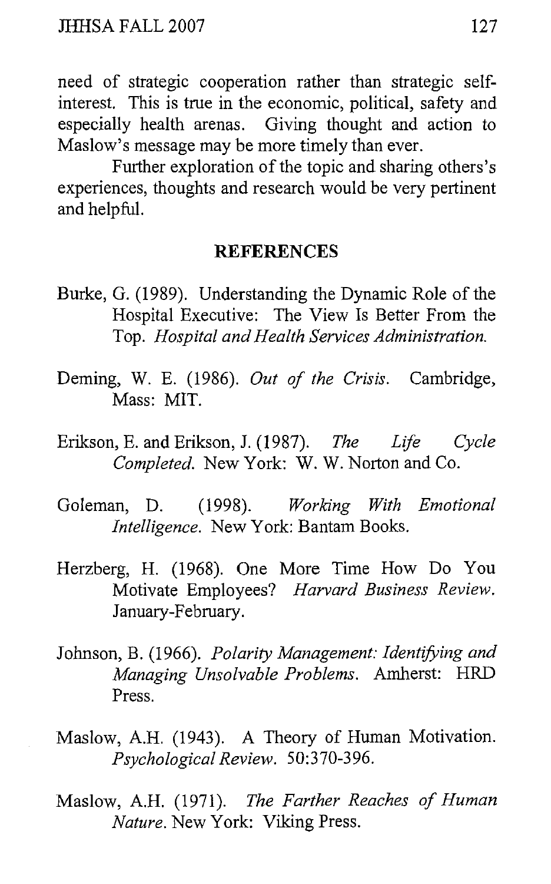need of strategic cooperation rather than strategic self-interest. This is true in the economic, political, safety and especially health arenas. Giving thought and action to Maslow's message may be more timely than ever.

Further exploration of the topic and sharing others's experiences, thoughts and research would be very pertinent and helpful.

## REFERENCES

Burke, G. (1989). Understanding the Dynamic Role of the Hospital Executive: The View Is Better From the Top. *Hospital and Health Services Administration.*

Deming, W. E. (1986). *Out of the Crisis.* Cambridge, Mass: MIT.

Erikson, E. and Erikson, J. (1987). *The Life Cycle Completed.* New York: W. W. Norton and Co.

Goleman, D. (1998). *Working With Emotional Intelligence.* New York: Bantam Books.

Herzberg, H. (1968). One More Time How Do You Motivate Employees? *Harvard Business Review.* January-February.

Johnson, B. (1966). *Polarity Management: Identifying and Managing Unsolvable Problems.* Amherst: HRD Press.

Maslow, A.H. (1943). A Theory of Human Motivation. *Psychological Review.* 50:370-396.

Maslow, A.H. (1971). *The Farther Reaches of Human Nature.* New York: Viking Press.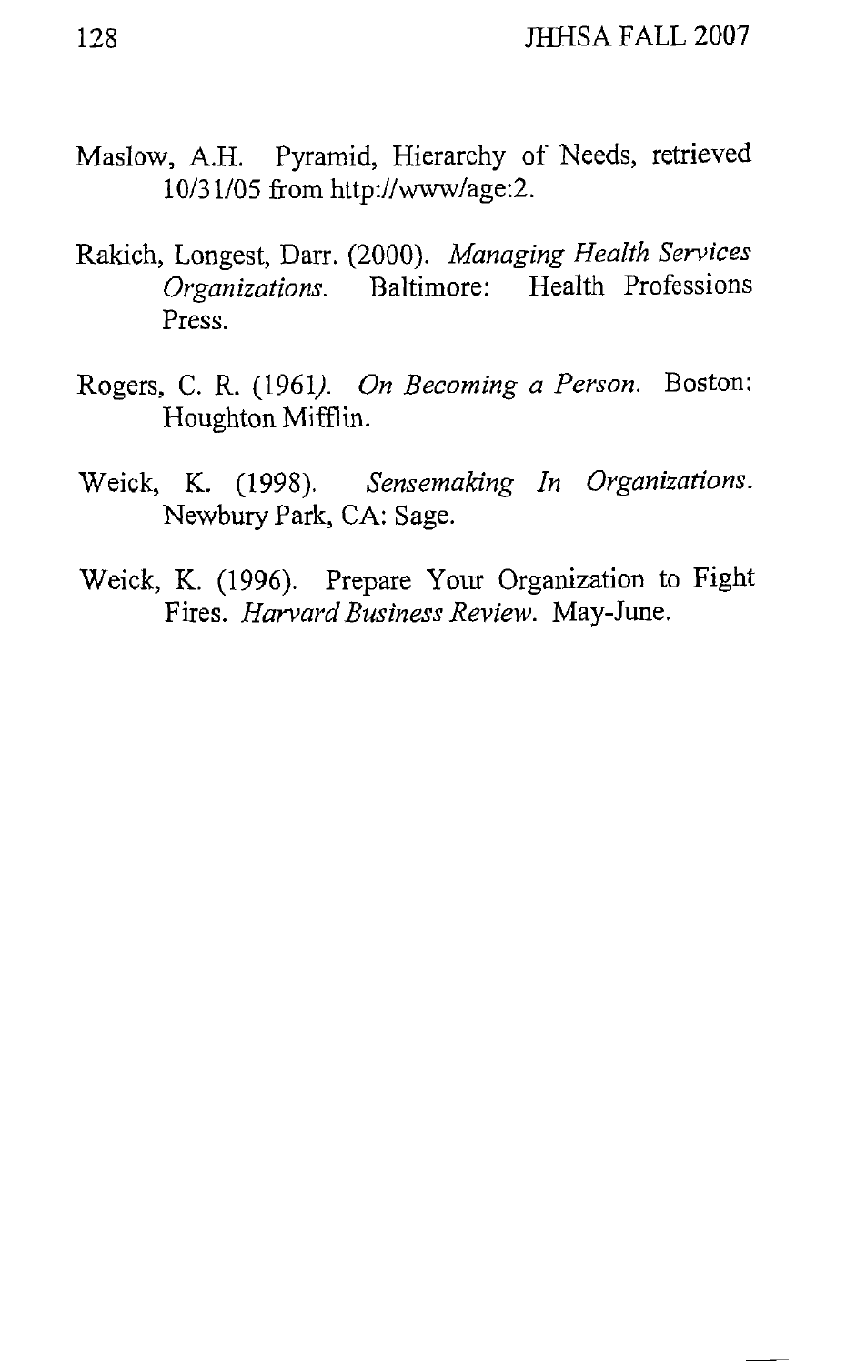Maslow, A.H. Pyramid, Hierarchy of Needs, retrieved 10/31/05 from http://www/age:2.

Rakich, Longest, Darr. (2000). *Managing Health Services Organizations.* Baltimore: Health Professions Press.

Rogers, C. R. (1961). *On Becoming a Person.* Boston: Houghton Mifflin.

Weick, K. (1998). *Sensemaking In Organizations.* Newbury Park, CA: Sage.

Weick, K. (1996). Prepare Your Organization to Fight Fires. *Harvard Business Review.* May-June.